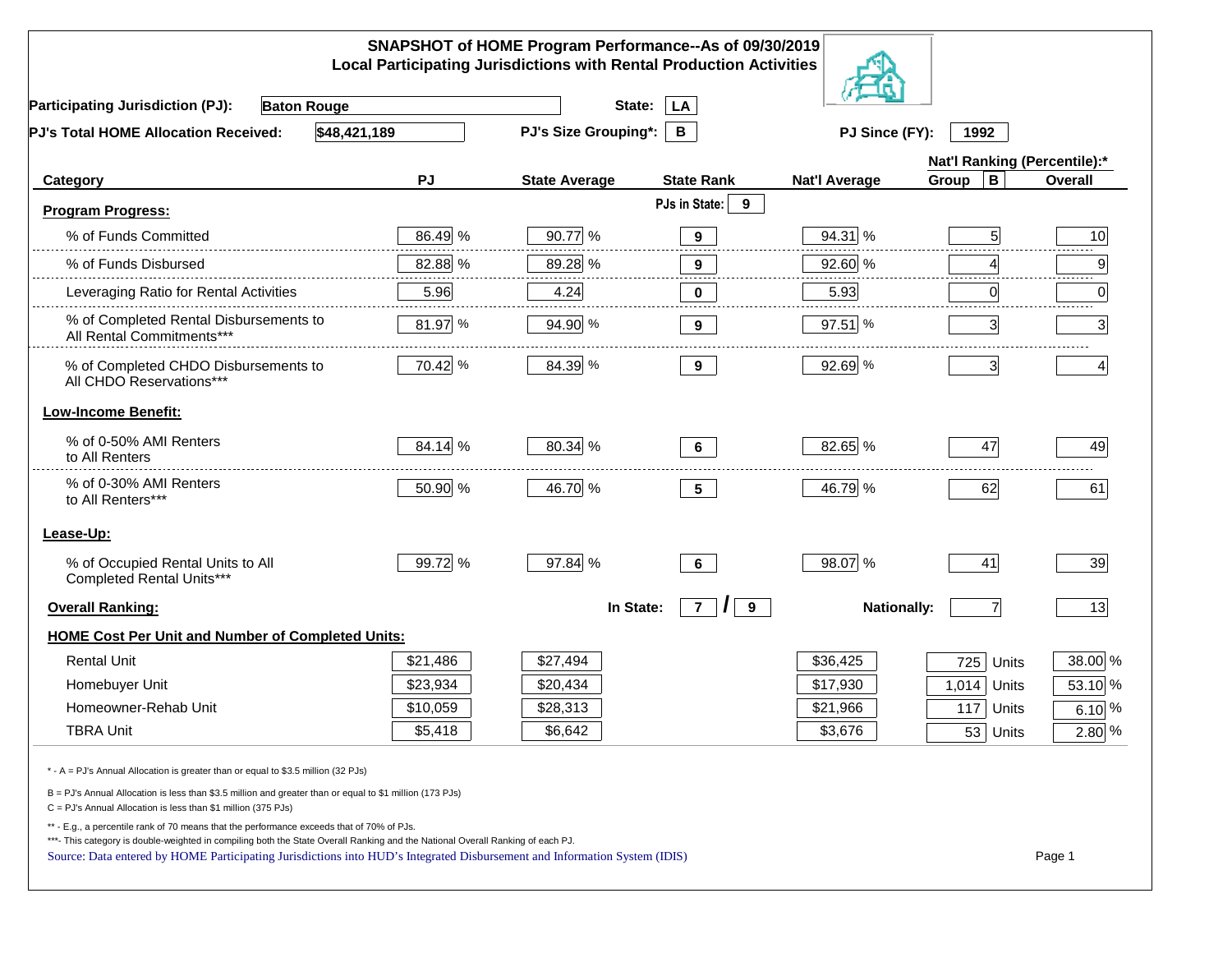# SNAPSHOT of HOME Program Performance--As of 09/30/2019
## Local Participating Jurisdictions with Rental Production Activities

**Participating Jurisdiction (PJ):** Baton Rouge **State:** LA

**PJ's Total HOME Allocation Received:** $48,421,189 **PJ's Size Grouping*:** B **PJ Since (FY):** 1992

| Category | PJ | State Average | State Rank | Nat'l Average | Nat'l Ranking (Percentile):* Group B | Overall |
|---|---|---|---|---|---|---|
| **Program Progress:** | | | PJs in State: 9 | | | |
| % of Funds Committed | 86.49 % | 90.77 % | 9 | 94.31 % | 5 | 10 |
| % of Funds Disbursed | 82.88 % | 89.28 % | 9 | 92.60 % | 4 | 9 |
| Leveraging Ratio for Rental Activities | 5.96 | 4.24 | 0 | 5.93 | 0 | 0 |
| % of Completed Rental Disbursements to All Rental Commitments*** | 81.97 % | 94.90 % | 9 | 97.51 % | 3 | 3 |
| % of Completed CHDO Disbursements to All CHDO Reservations*** | 70.42 % | 84.39 % | 9 | 92.69 % | 3 | 4 |
| **Low-Income Benefit:** | | | | | | |
| % of 0-50% AMI Renters to All Renters | 84.14 % | 80.34 % | 6 | 82.65 % | 47 | 49 |
| % of 0-30% AMI Renters to All Renters*** | 50.90 % | 46.70 % | 5 | 46.79 % | 62 | 61 |
| **Lease-Up:** | | | | | | |
| % of Occupied Rental Units to All Completed Rental Units*** | 99.72 % | 97.84 % | 6 | 98.07 % | 41 | 39 |
| **Overall Ranking:** | | In State: | 7 / 9 | Nationally: | 7 | 13 |
| **HOME Cost Per Unit and Number of Completed Units:** | | | | | | |
| Rental Unit | $21,486 | $27,494 | | $36,425 | 725 Units | 38.00 % |
| Homebuyer Unit | $23,934 | $20,434 | | $17,930 | 1,014 Units | 53.10 % |
| Homeowner-Rehab Unit | $10,059 | $28,313 | | $21,966 | 117 Units | 6.10 % |
| TBRA Unit | $5,418 | $6,642 | | $3,676 | 53 Units | 2.80 % |

\* - A = PJ's Annual Allocation is greater than or equal to $3.5 million (32 PJs)

B = PJ's Annual Allocation is less than $3.5 million and greater than or equal to $1 million (173 PJs)

C = PJ's Annual Allocation is less than $1 million (375 PJs)

** - E.g., a percentile rank of 70 means that the performance exceeds that of 70% of PJs.

***- This category is double-weighted in compiling both the State Overall Ranking and the National Overall Ranking of each PJ.

Source: Data entered by HOME Participating Jurisdictions into HUD's Integrated Disbursement and Information System (IDIS)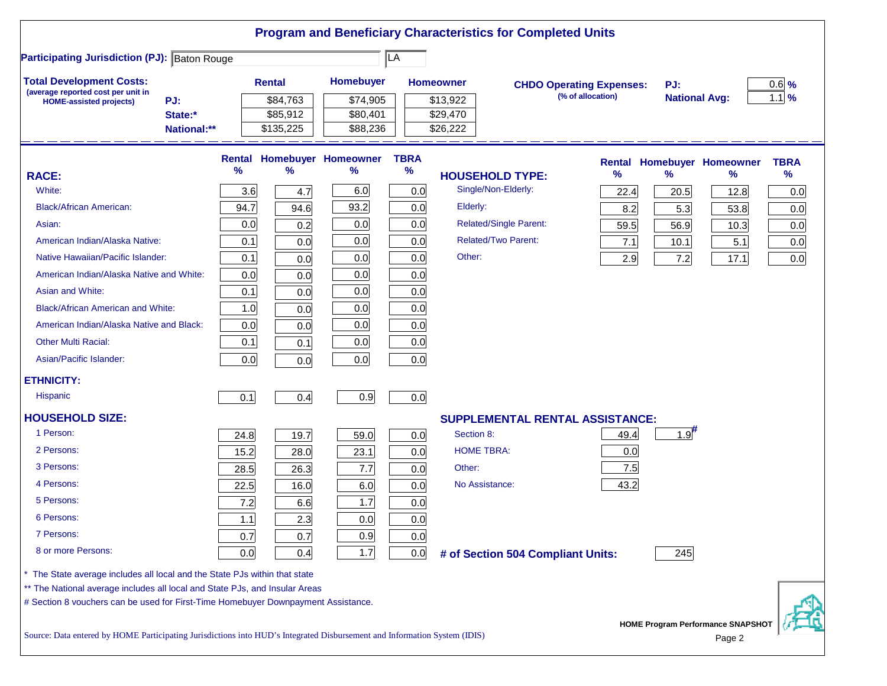# Program and Beneficiary Characteristics for Completed Units

**Participating Jurisdiction (PJ):** Baton Rouge | LA

**Total Development Costs:** (average reported cost per unit in HOME-assisted projects)

| | Rental | Homebuyer | Homeowner |
|---|---|---|---|
| PJ: | $84,763 | $74,905 | $13,922 |
| State:* | $85,912 | $80,401 | $29,470 |
| National:** | $135,225 | $88,236 | $26,222 |

**CHDO Operating Expenses:** (% of allocation)

| | |
|---|---|
| PJ: | 0.6 % |
| National Avg: | 1.1 % |

| RACE: | Rental % | Homebuyer % | Homeowner % | TBRA % |
|---|---|---|---|---|
| White: | 3.6 | 4.7 | 6.0 | 0.0 |
| Black/African American: | 94.7 | 94.6 | 93.2 | 0.0 |
| Asian: | 0.0 | 0.2 | 0.0 | 0.0 |
| American Indian/Alaska Native: | 0.1 | 0.0 | 0.0 | 0.0 |
| Native Hawaiian/Pacific Islander: | 0.1 | 0.0 | 0.0 | 0.0 |
| American Indian/Alaska Native and White: | 0.0 | 0.0 | 0.0 | 0.0 |
| Asian and White: | 0.1 | 0.0 | 0.0 | 0.0 |
| Black/African American and White: | 1.0 | 0.0 | 0.0 | 0.0 |
| American Indian/Alaska Native and Black: | 0.0 | 0.0 | 0.0 | 0.0 |
| Other Multi Racial: | 0.1 | 0.1 | 0.0 | 0.0 |
| Asian/Pacific Islander: | 0.0 | 0.0 | 0.0 | 0.0 |
| **ETHNICITY:** | | | | |
| Hispanic | 0.1 | 0.4 | 0.9 | 0.0 |

| HOUSEHOLD TYPE: | Rental % | Homebuyer % | Homeowner % | TBRA % |
|---|---|---|---|---|
| Single/Non-Elderly: | 22.4 | 20.5 | 12.8 | 0.0 |
| Elderly: | 8.2 | 5.3 | 53.8 | 0.0 |
| Related/Single Parent: | 59.5 | 56.9 | 10.3 | 0.0 |
| Related/Two Parent: | 7.1 | 10.1 | 5.1 | 0.0 |
| Other: | 2.9 | 7.2 | 17.1 | 0.0 |

| HOUSEHOLD SIZE: | Rental % | Homebuyer % | Homeowner % | TBRA % |
|---|---|---|---|---|
| 1 Person: | 24.8 | 19.7 | 59.0 | 0.0 |
| 2 Persons: | 15.2 | 28.0 | 23.1 | 0.0 |
| 3 Persons: | 28.5 | 26.3 | 7.7 | 0.0 |
| 4 Persons: | 22.5 | 16.0 | 6.0 | 0.0 |
| 5 Persons: | 7.2 | 6.6 | 1.7 | 0.0 |
| 6 Persons: | 1.1 | 2.3 | 0.0 | 0.0 |
| 7 Persons: | 0.7 | 0.7 | 0.9 | 0.0 |
| 8 or more Persons: | 0.0 | 0.4 | 1.7 | 0.0 |

| SUPPLEMENTAL RENTAL ASSISTANCE: | Rental | Homebuyer |
|---|---|---|
| Section 8: | 49.4 | 1.9# |
| HOME TBRA: | 0.0 | |
| Other: | 7.5 | |
| No Assistance: | 43.2 | |

**# of Section 504 Compliant Units:** 245

\* The State average includes all local and the State PJs within that state

** The National average includes all local and State PJs, and Insular Areas

# Section 8 vouchers can be used for First-Time Homebuyer Downpayment Assistance.

Source: Data entered by HOME Participating Jurisdictions into HUD's Integrated Disbursement and Information System (IDIS)

HOME Program Performance SNAPSHOT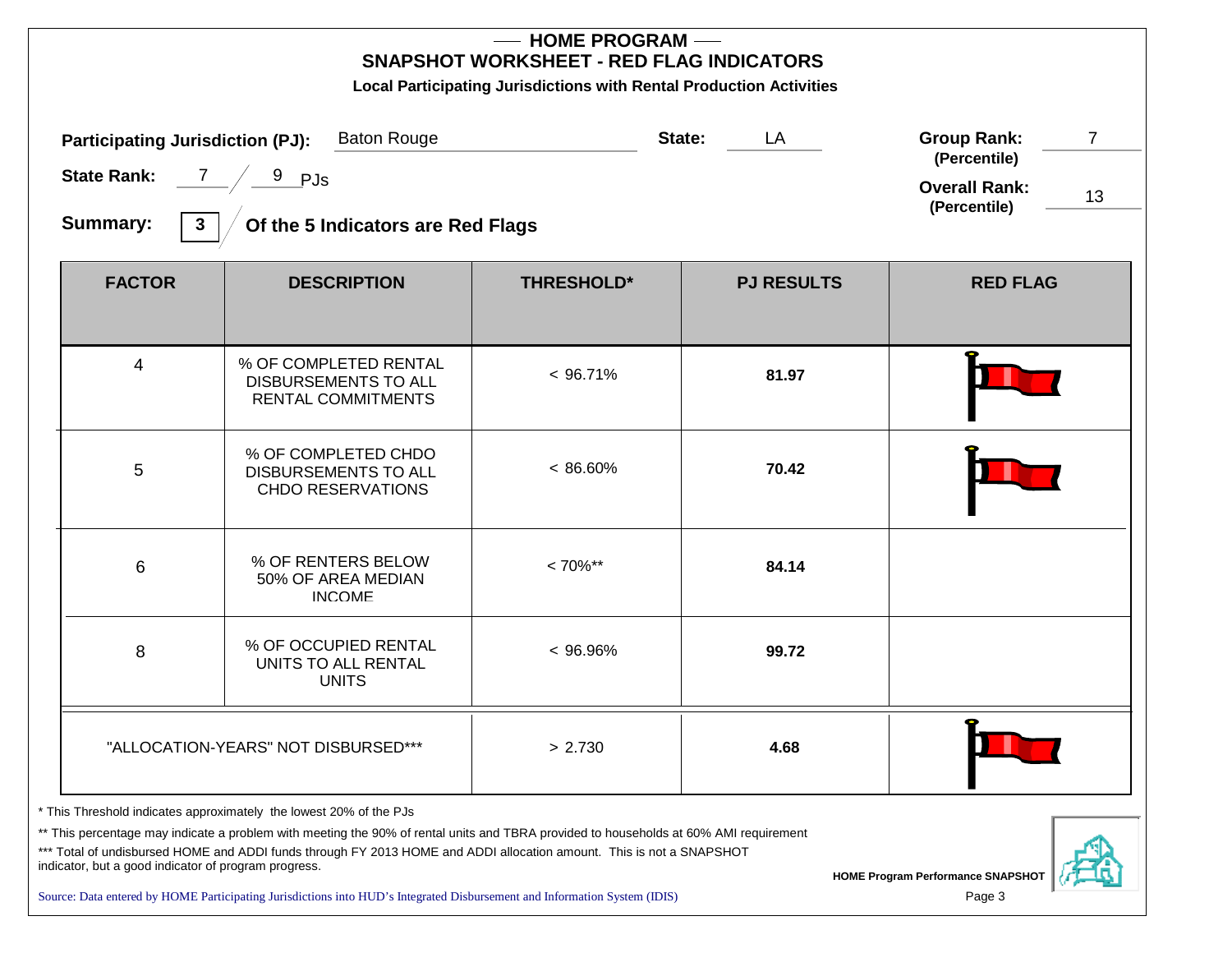# HOME PROGRAM

## SNAPSHOT WORKSHEET - RED FLAG INDICATORS

**Local Participating Jurisdictions with Rental Production Activities**

**Participating Jurisdiction (PJ):** Baton Rouge **State:** LA

**Group Rank (Percentile):** 7

**State Rank:** 7 / 9 PJs

**Overall Rank (Percentile):** 13

**Summary:** 3 / Of the 5 Indicators are Red Flags

| FACTOR | DESCRIPTION | THRESHOLD* | PJ RESULTS | RED FLAG |
|---|---|---|---|---|
| 4 | % OF COMPLETED RENTAL DISBURSEMENTS TO ALL RENTAL COMMITMENTS | < 96.71% | **81.97** | Red Flag |
| 5 | % OF COMPLETED CHDO DISBURSEMENTS TO ALL CHDO RESERVATIONS | < 86.60% | **70.42** | Red Flag |
| 6 | % OF RENTERS BELOW 50% OF AREA MEDIAN INCOME | < 70%** | **84.14** | |
| 8 | % OF OCCUPIED RENTAL UNITS TO ALL RENTAL UNITS | < 96.96% | **99.72** | |
| "ALLOCATION-YEARS" NOT DISBURSED*** | | > 2.730 | **4.68** | Red Flag |

\* This Threshold indicates approximately the lowest 20% of the PJs

** This percentage may indicate a problem with meeting the 90% of rental units and TBRA provided to households at 60% AMI requirement

*** Total of undisbursed HOME and ADDI funds through FY 2013 HOME and ADDI allocation amount. This is not a SNAPSHOT indicator, but a good indicator of program progress.

Source: Data entered by HOME Participating Jurisdictions into HUD's Integrated Disbursement and Information System (IDIS)

HOME Program Performance SNAPSHOT